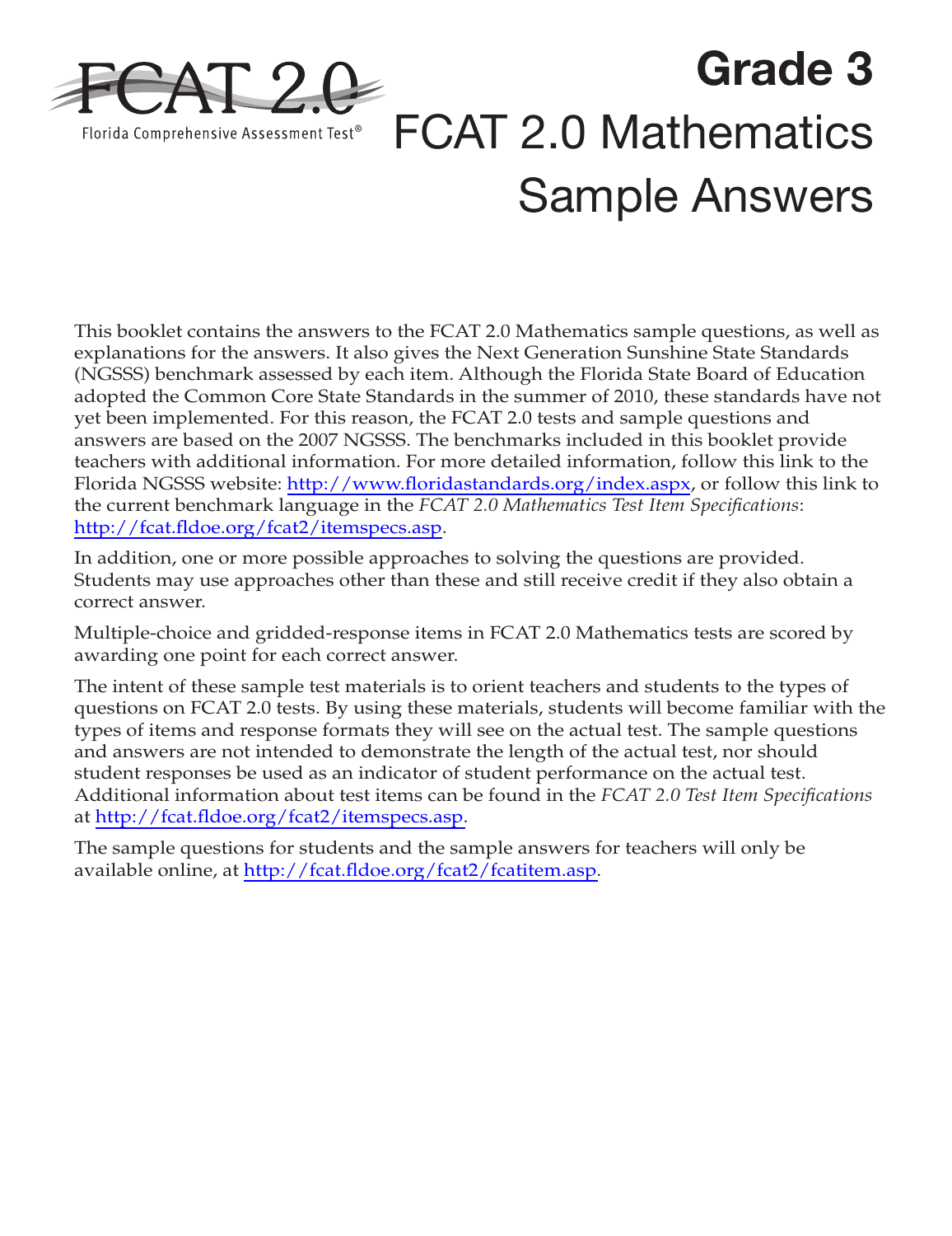FCAT 2.0

Florida Comprehensive Assessment Test®

# Grade 3

# FCAT 2.0 Mathematics Sample Answers

This booklet contains the answers to the FCAT 2.0 Mathematics sample questions, as well as explanations for the answers. It also gives the Next Generation Sunshine State Standards (NGSSS) benchmark assessed by each item. Although the Florida State Board of Education adopted the Common Core State Standards in the summer of 2010, these standards have not yet been implemented. For this reason, the FCAT 2.0 tests and sample questions and answers are based on the 2007 NGSSS. The benchmarks included in this booklet provide teachers with additional information. For more detailed information, follow this link to the Florida NGSSS website: http://www.floridastandards.org/index.aspx, or follow this link to the current benchmark language in the *FCAT 2.0 Mathematics Test Item Specifications*: http://fcat.fldoe.org/fcat2/itemspecs.asp.

In addition, one or more possible approaches to solving the questions are provided. Students may use approaches other than these and still receive credit if they also obtain a correct answer.

Multiple-choice and gridded-response items in FCAT 2.0 Mathematics tests are scored by awarding one point for each correct answer.

The intent of these sample test materials is to orient teachers and students to the types of questions on FCAT 2.0 tests. By using these materials, students will become familiar with the types of items and response formats they will see on the actual test. The sample questions and answers are not intended to demonstrate the length of the actual test, nor should student responses be used as an indicator of student performance on the actual test. Additional information about test items can be found in the *FCAT 2.0 Test Item Specifications* at http://fcat.fldoe.org/fcat2/itemspecs.asp.

The sample questions for students and the sample answers for teachers will only be available online, at http://fcat.fldoe.org/fcat2/fcatitem.asp.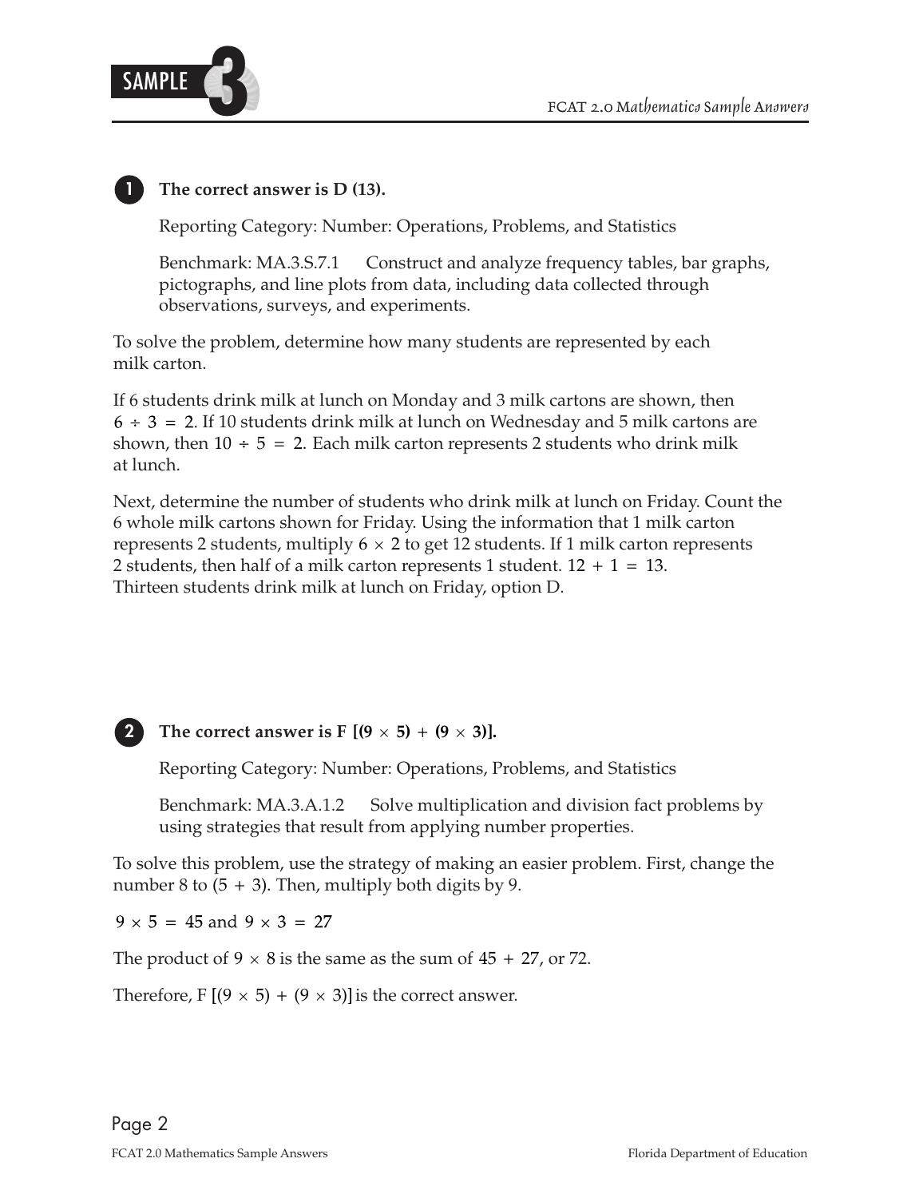**1** **The correct answer is D (13).**

Reporting Category: Number: Operations, Problems, and Statistics

Benchmark: MA.3.S.7.1 Construct and analyze frequency tables, bar graphs, pictographs, and line plots from data, including data collected through observations, surveys, and experiments.

To solve the problem, determine how many students are represented by each milk carton.

If 6 students drink milk at lunch on Monday and 3 milk cartons are shown, then $6 \div 3 = 2$. If 10 students drink milk at lunch on Wednesday and 5 milk cartons are shown, then $10 \div 5 = 2$. Each milk carton represents 2 students who drink milk at lunch.

Next, determine the number of students who drink milk at lunch on Friday. Count the 6 whole milk cartons shown for Friday. Using the information that 1 milk carton represents 2 students, multiply $6 \times 2$ to get 12 students. If 1 milk carton represents 2 students, then half of a milk carton represents 1 student. $12 + 1 = 13$. Thirteen students drink milk at lunch on Friday, option D.

**2** **The correct answer is F [$(9 \times 5) + (9 \times 3)$].**

Reporting Category: Number: Operations, Problems, and Statistics

Benchmark: MA.3.A.1.2 Solve multiplication and division fact problems by using strategies that result from applying number properties.

To solve this problem, use the strategy of making an easier problem. First, change the number 8 to $(5 + 3)$. Then, multiply both digits by 9.

$9 \times 5 = 45$ and $9 \times 3 = 27$

The product of $9 \times 8$ is the same as the sum of $45 + 27$, or 72.

Therefore, F [$(9 \times 5) + (9 \times 3)$] is the correct answer.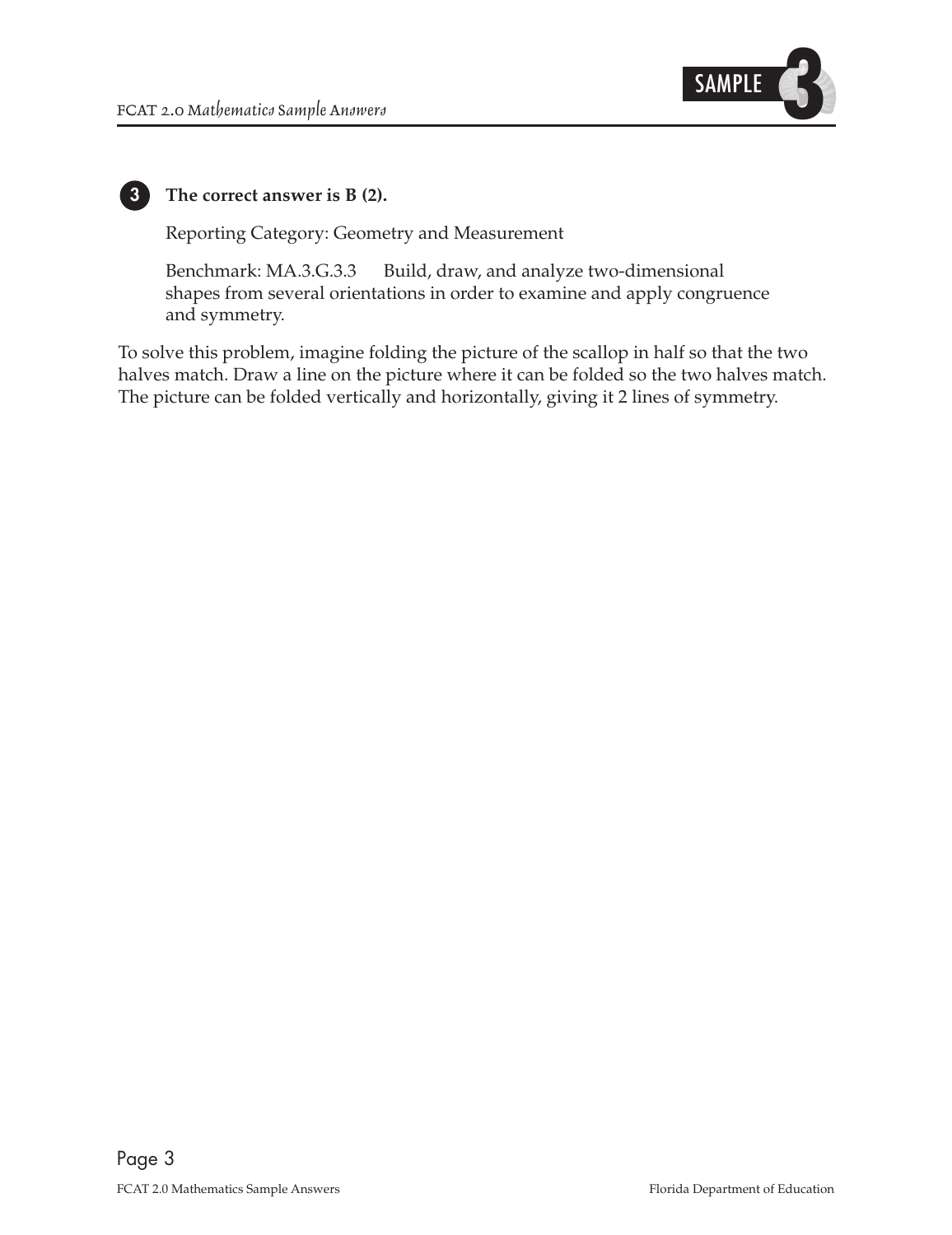**3** **The correct answer is B (2).**

Reporting Category: Geometry and Measurement

Benchmark: MA.3.G.3.3 Build, draw, and analyze two-dimensional shapes from several orientations in order to examine and apply congruence and symmetry.

To solve this problem, imagine folding the picture of the scallop in half so that the two halves match. Draw a line on the picture where it can be folded so the two halves match. The picture can be folded vertically and horizontally, giving it 2 lines of symmetry.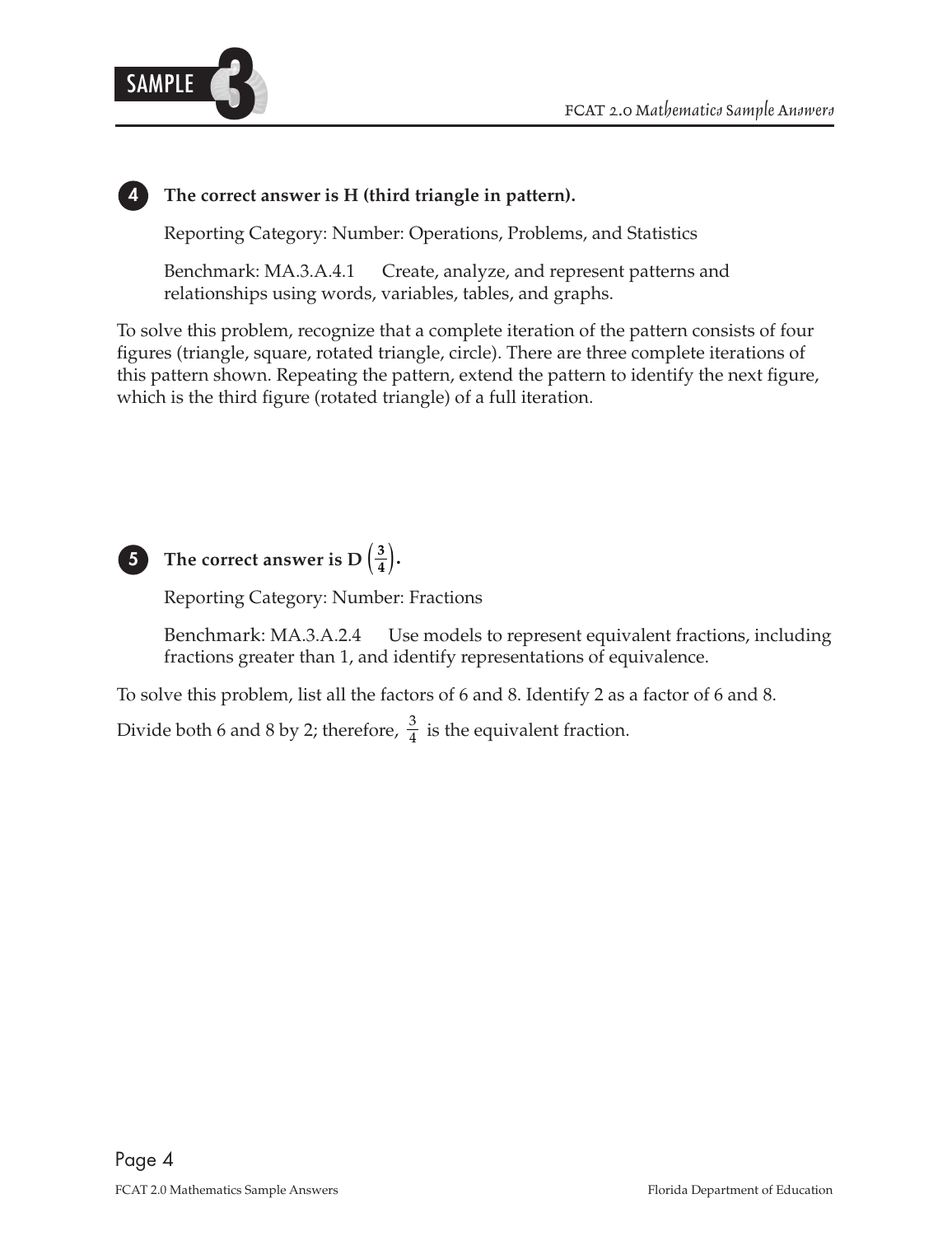**4** **The correct answer is H (third triangle in pattern).**

Reporting Category: Number: Operations, Problems, and Statistics

Benchmark: MA.3.A.4.1 Create, analyze, and represent patterns and relationships using words, variables, tables, and graphs.

To solve this problem, recognize that a complete iteration of the pattern consists of four figures (triangle, square, rotated triangle, circle). There are three complete iterations of this pattern shown. Repeating the pattern, extend the pattern to identify the next figure, which is the third figure (rotated triangle) of a full iteration.

**5** **The correct answer is D $\left(\frac{3}{4}\right)$.**

Reporting Category: Number: Fractions

Benchmark: MA.3.A.2.4 Use models to represent equivalent fractions, including fractions greater than 1, and identify representations of equivalence.

To solve this problem, list all the factors of 6 and 8. Identify 2 as a factor of 6 and 8.

Divide both 6 and 8 by 2; therefore, $\frac{3}{4}$ is the equivalent fraction.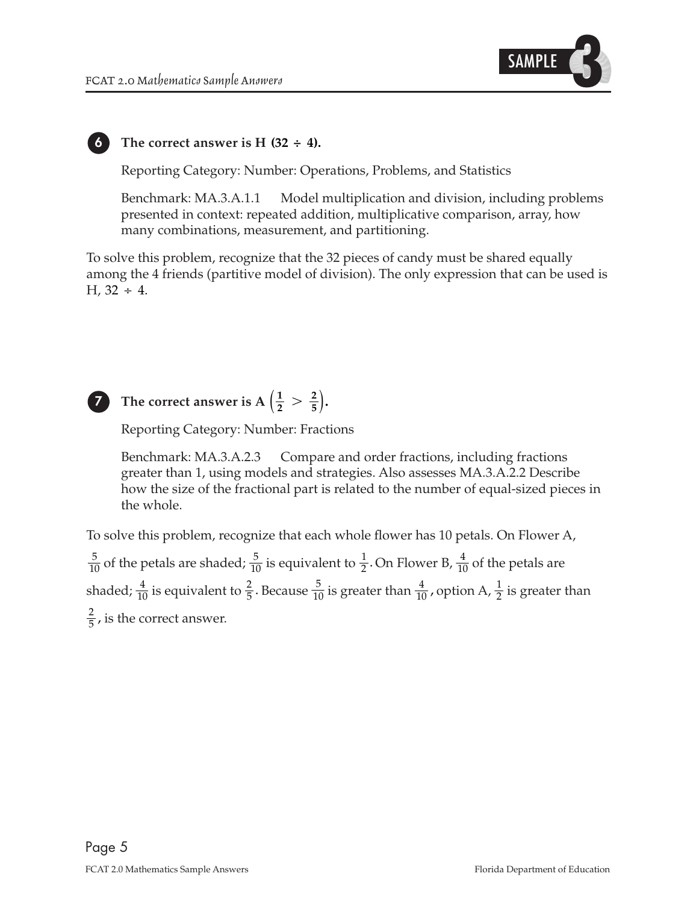**6** **The correct answer is H (32 ÷ 4).**

Reporting Category: Number: Operations, Problems, and Statistics

Benchmark: MA.3.A.1.1 Model multiplication and division, including problems presented in context: repeated addition, multiplicative comparison, array, how many combinations, measurement, and partitioning.

To solve this problem, recognize that the 32 pieces of candy must be shared equally among the 4 friends (partitive model of division). The only expression that can be used is H, 32 ÷ 4.

**7** **The correct answer is A $\left(\frac{1}{2} > \frac{2}{5}\right)$.**

Reporting Category: Number: Fractions

Benchmark: MA.3.A.2.3 Compare and order fractions, including fractions greater than 1, using models and strategies. Also assesses MA.3.A.2.2 Describe how the size of the fractional part is related to the number of equal-sized pieces in the whole.

To solve this problem, recognize that each whole flower has 10 petals. On Flower A, $\frac{5}{10}$ of the petals are shaded; $\frac{5}{10}$ is equivalent to $\frac{1}{2}$. On Flower B, $\frac{4}{10}$ of the petals are shaded; $\frac{4}{10}$ is equivalent to $\frac{2}{5}$. Because $\frac{5}{10}$ is greater than $\frac{4}{10}$, option A, $\frac{1}{2}$ is greater than $\frac{2}{5}$, is the correct answer.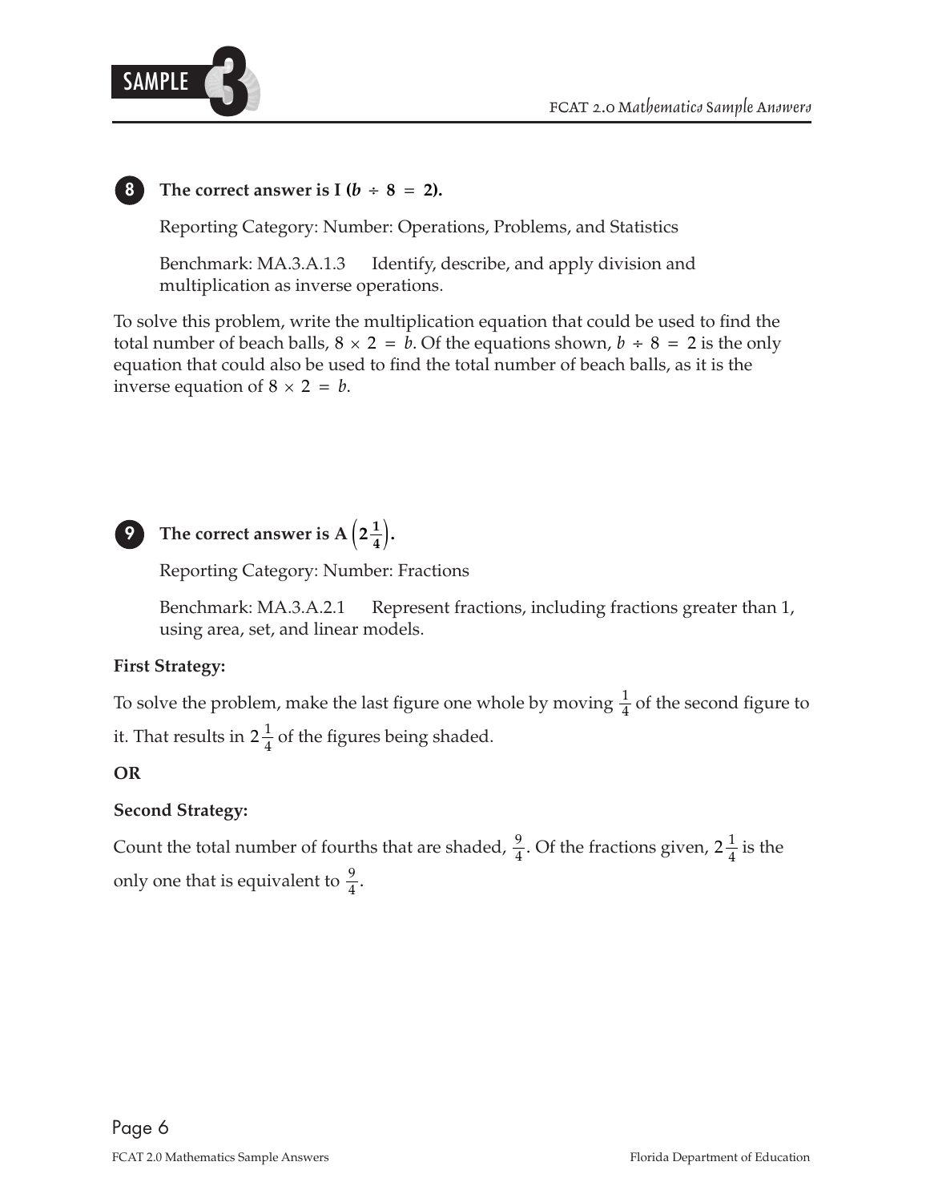**8** **The correct answer is I ($b \div 8 = 2$).**

Reporting Category: Number: Operations, Problems, and Statistics

Benchmark: MA.3.A.1.3 Identify, describe, and apply division and multiplication as inverse operations.

To solve this problem, write the multiplication equation that could be used to find the total number of beach balls, $8 \times 2 = b$. Of the equations shown, $b \div 8 = 2$ is the only equation that could also be used to find the total number of beach balls, as it is the inverse equation of $8 \times 2 = b$.

**9** **The correct answer is A $\left(2\frac{1}{4}\right)$.**

Reporting Category: Number: Fractions

Benchmark: MA.3.A.2.1 Represent fractions, including fractions greater than 1, using area, set, and linear models.

**First Strategy:**

To solve the problem, make the last figure one whole by moving $\frac{1}{4}$ of the second figure to it. That results in $2\frac{1}{4}$ of the figures being shaded.

**OR**

**Second Strategy:**

Count the total number of fourths that are shaded, $\frac{9}{4}$. Of the fractions given, $2\frac{1}{4}$ is the only one that is equivalent to $\frac{9}{4}$.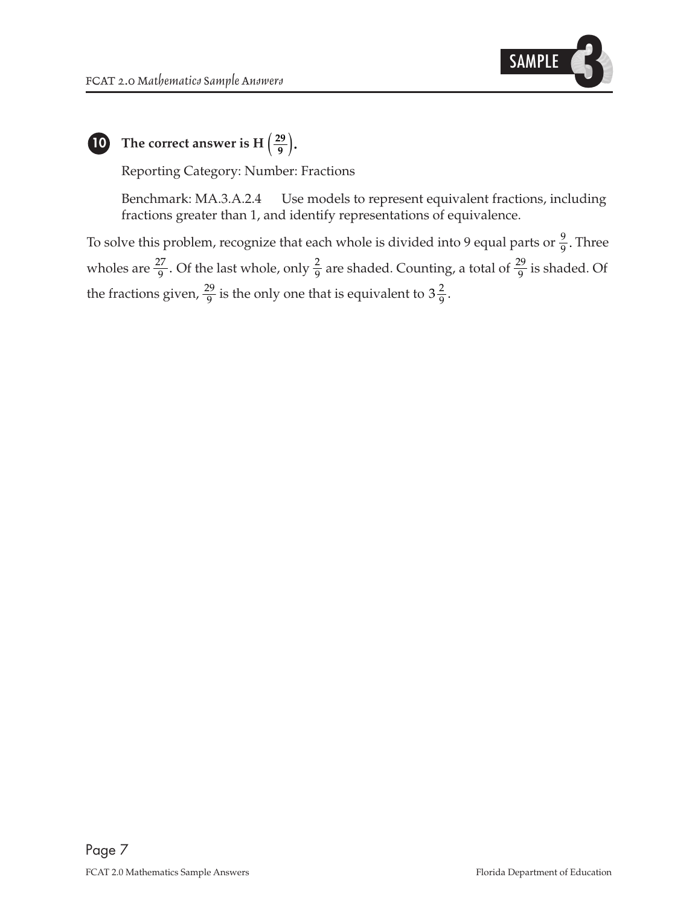**10 The correct answer is H $\left(\frac{29}{9}\right)$.**

Reporting Category: Number: Fractions

Benchmark: MA.3.A.2.4 Use models to represent equivalent fractions, including fractions greater than 1, and identify representations of equivalence.

To solve this problem, recognize that each whole is divided into 9 equal parts or $\frac{9}{9}$. Three wholes are $\frac{27}{9}$. Of the last whole, only $\frac{2}{9}$ are shaded. Counting, a total of $\frac{29}{9}$ is shaded. Of the fractions given, $\frac{29}{9}$ is the only one that is equivalent to $3\frac{2}{9}$.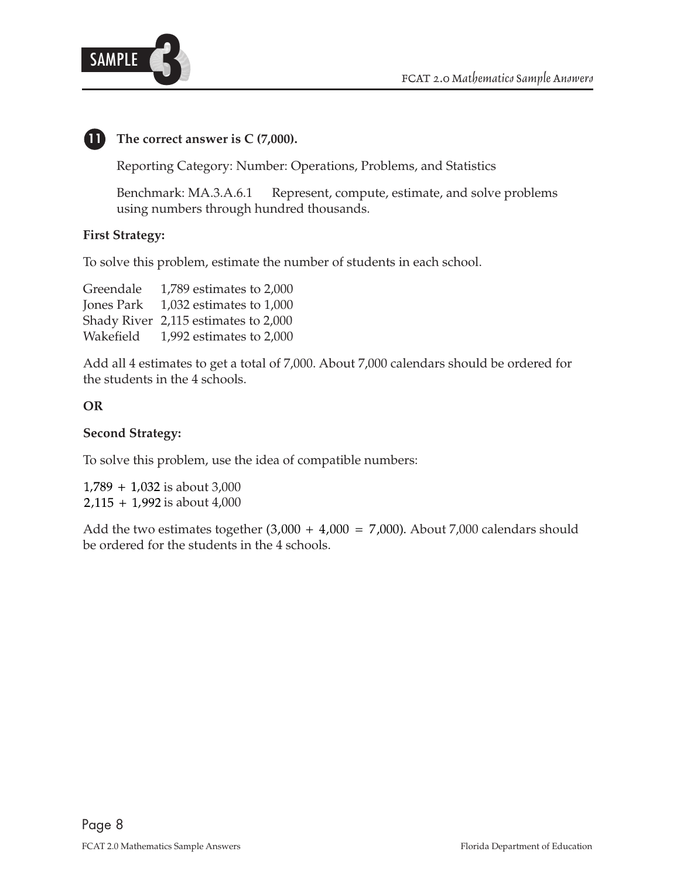**11 The correct answer is C (7,000).**

Reporting Category: Number: Operations, Problems, and Statistics

Benchmark: MA.3.A.6.1 Represent, compute, estimate, and solve problems using numbers through hundred thousands.

**First Strategy:**

To solve this problem, estimate the number of students in each school.

| | |
|---|---|
| Greendale | 1,789 estimates to 2,000 |
| Jones Park | 1,032 estimates to 1,000 |
| Shady River | 2,115 estimates to 2,000 |
| Wakefield | 1,992 estimates to 2,000 |

Add all 4 estimates to get a total of 7,000. About 7,000 calendars should be ordered for the students in the 4 schools.

**OR**

**Second Strategy:**

To solve this problem, use the idea of compatible numbers:

$1{,}789 + 1{,}032$ is about 3,000
$2{,}115 + 1{,}992$ is about 4,000

Add the two estimates together ($3{,}000 + 4{,}000 = 7{,}000$). About 7,000 calendars should be ordered for the students in the 4 schools.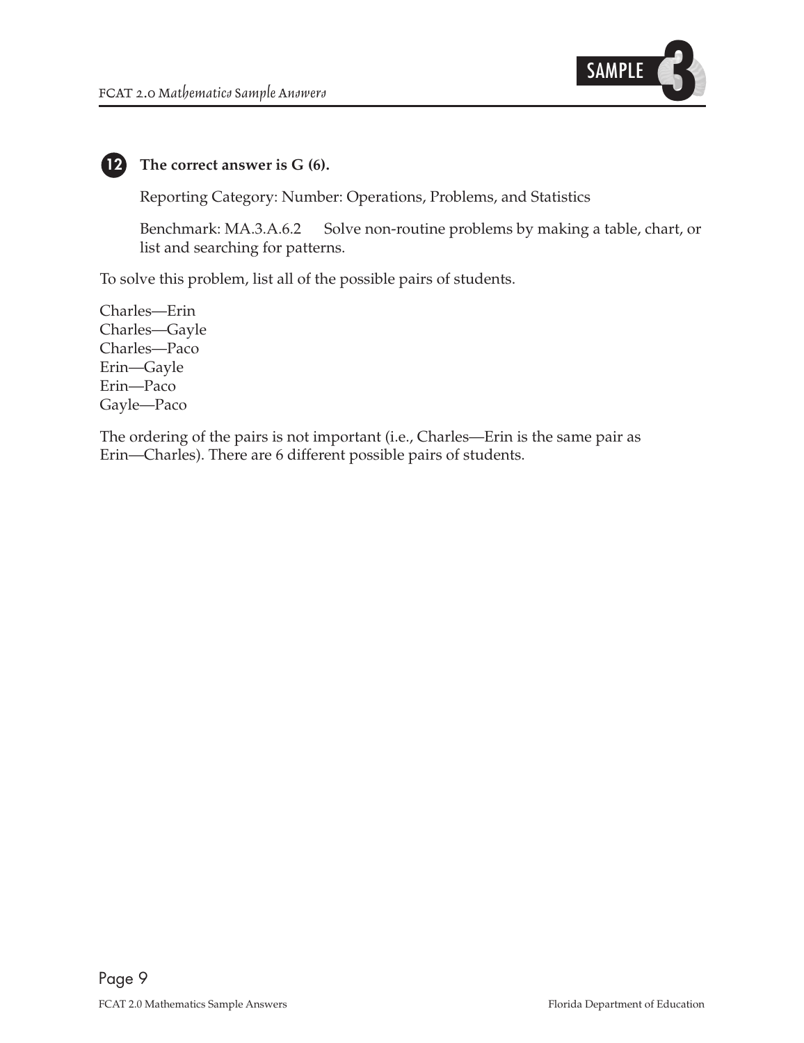**12** **The correct answer is G (6).**

Reporting Category: Number: Operations, Problems, and Statistics

Benchmark: MA.3.A.6.2 Solve non-routine problems by making a table, chart, or list and searching for patterns.

To solve this problem, list all of the possible pairs of students.

Charles—Erin
Charles—Gayle
Charles—Paco
Erin—Gayle
Erin—Paco
Gayle—Paco

The ordering of the pairs is not important (i.e., Charles—Erin is the same pair as Erin—Charles). There are 6 different possible pairs of students.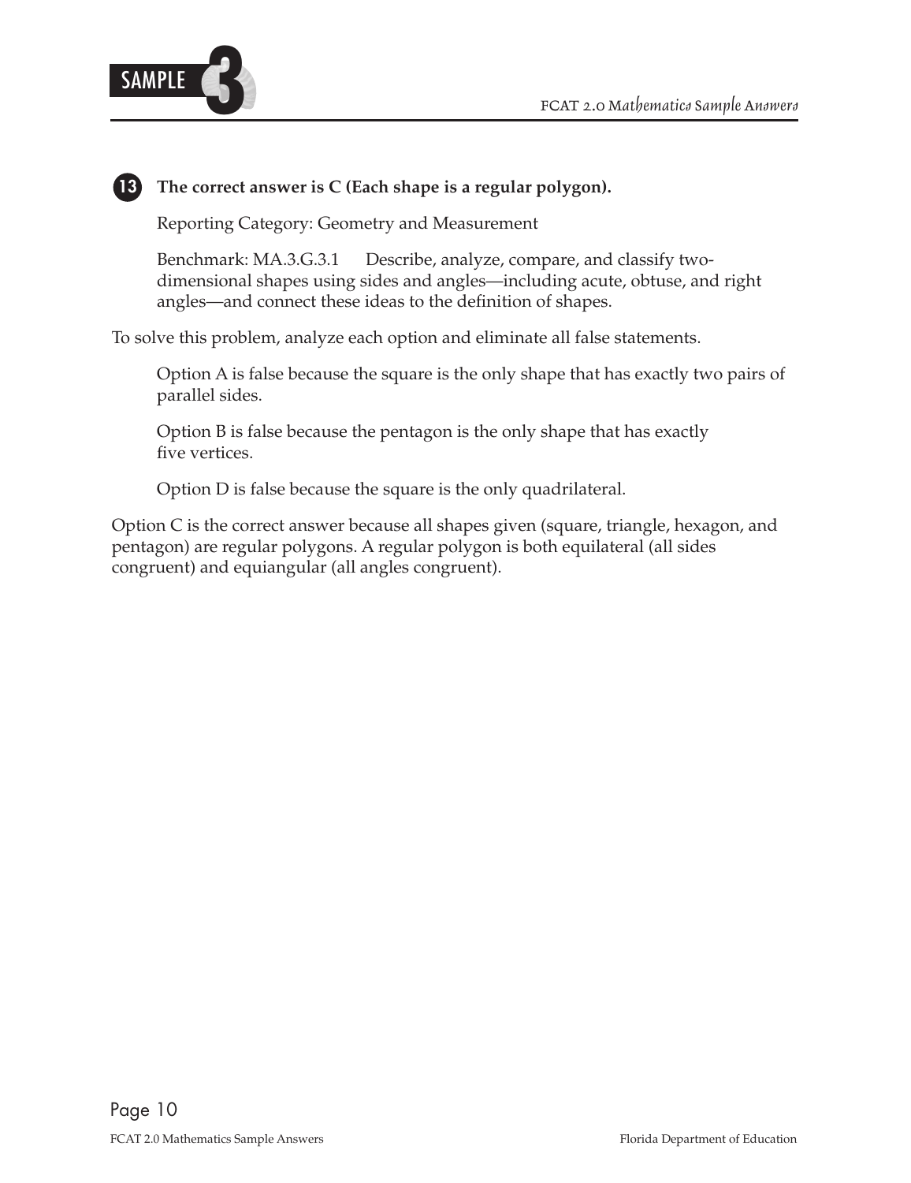**13** **The correct answer is C (Each shape is a regular polygon).**

Reporting Category: Geometry and Measurement

Benchmark: MA.3.G.3.1 Describe, analyze, compare, and classify two-dimensional shapes using sides and angles—including acute, obtuse, and right angles—and connect these ideas to the definition of shapes.

To solve this problem, analyze each option and eliminate all false statements.

Option A is false because the square is the only shape that has exactly two pairs of parallel sides.

Option B is false because the pentagon is the only shape that has exactly five vertices.

Option D is false because the square is the only quadrilateral.

Option C is the correct answer because all shapes given (square, triangle, hexagon, and pentagon) are regular polygons. A regular polygon is both equilateral (all sides congruent) and equiangular (all angles congruent).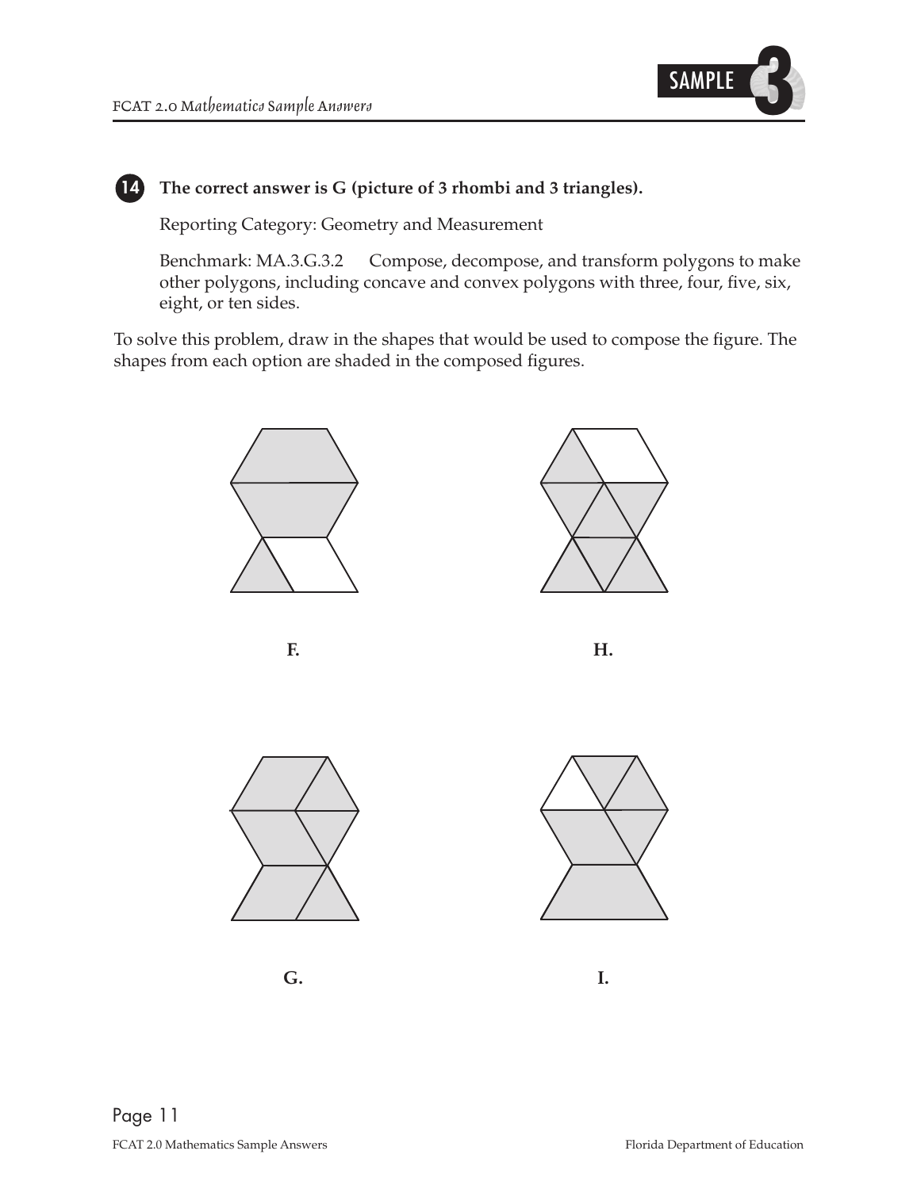**14** **The correct answer is G (picture of 3 rhombi and 3 triangles).**

Reporting Category: Geometry and Measurement

Benchmark: MA.3.G.3.2 Compose, decompose, and transform polygons to make other polygons, including concave and convex polygons with three, four, five, six, eight, or ten sides.

To solve this problem, draw in the shapes that would be used to compose the figure. The shapes from each option are shaded in the composed figures.

F.

H.

G.

I.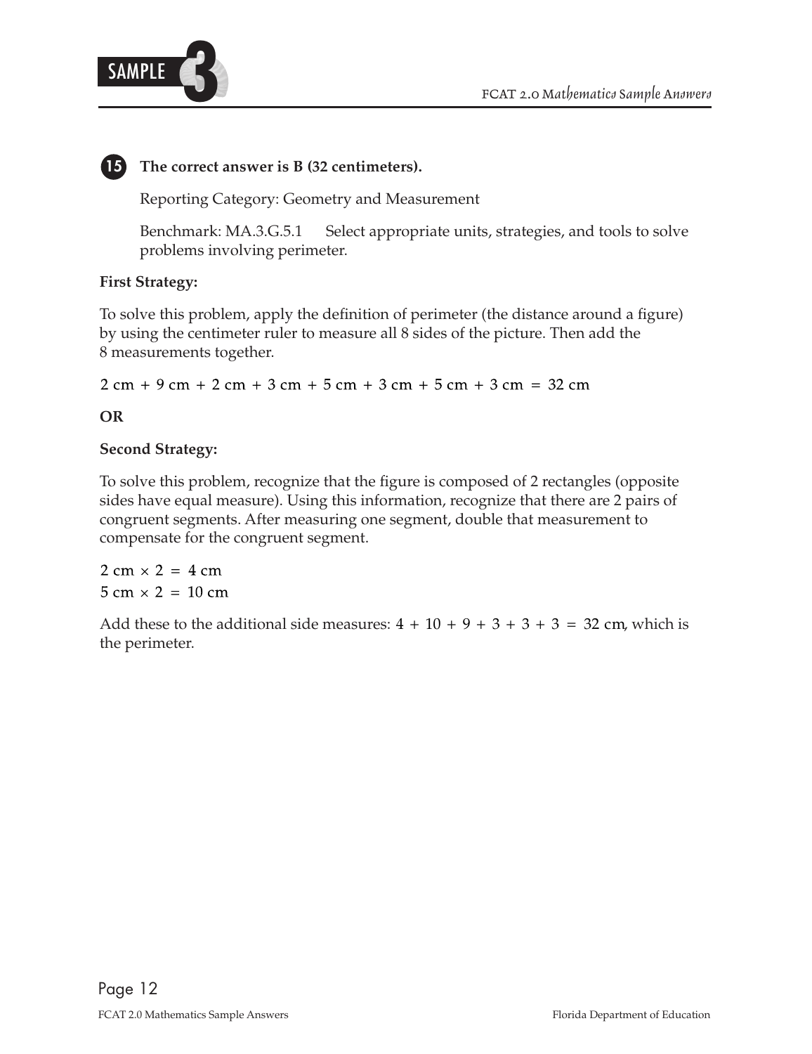**15** **The correct answer is B (32 centimeters).**

Reporting Category: Geometry and Measurement

Benchmark: MA.3.G.5.1 Select appropriate units, strategies, and tools to solve problems involving perimeter.

**First Strategy:**

To solve this problem, apply the definition of perimeter (the distance around a figure) by using the centimeter ruler to measure all 8 sides of the picture. Then add the 8 measurements together.

$2 \text{ cm} + 9 \text{ cm} + 2 \text{ cm} + 3 \text{ cm} + 5 \text{ cm} + 3 \text{ cm} + 5 \text{ cm} + 3 \text{ cm} = 32 \text{ cm}$

**OR**

**Second Strategy:**

To solve this problem, recognize that the figure is composed of 2 rectangles (opposite sides have equal measure). Using this information, recognize that there are 2 pairs of congruent segments. After measuring one segment, double that measurement to compensate for the congruent segment.

$2 \text{ cm} \times 2 = 4 \text{ cm}$
$5 \text{ cm} \times 2 = 10 \text{ cm}$

Add these to the additional side measures: $4 + 10 + 9 + 3 + 3 + 3 = 32 \text{ cm}$, which is the perimeter.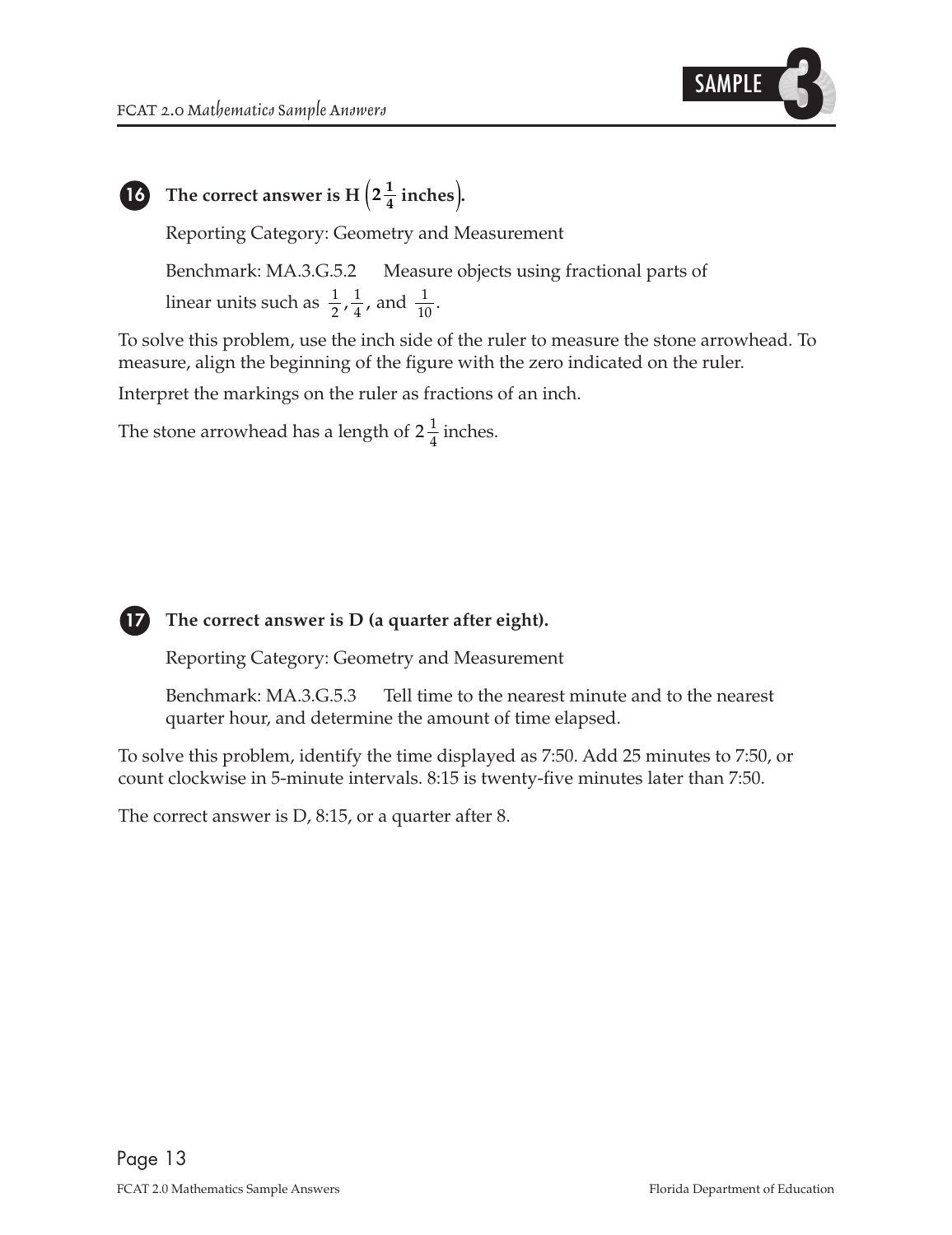**16** **The correct answer is H $\left(2\frac{1}{4}\text{ inches}\right)$.**

Reporting Category: Geometry and Measurement

Benchmark: MA.3.G.5.2 Measure objects using fractional parts of linear units such as $\frac{1}{2}$, $\frac{1}{4}$, and $\frac{1}{10}$.

To solve this problem, use the inch side of the ruler to measure the stone arrowhead. To measure, align the beginning of the figure with the zero indicated on the ruler.

Interpret the markings on the ruler as fractions of an inch.

The stone arrowhead has a length of $2\frac{1}{4}$ inches.

**17** **The correct answer is D (a quarter after eight).**

Reporting Category: Geometry and Measurement

Benchmark: MA.3.G.5.3 Tell time to the nearest minute and to the nearest quarter hour, and determine the amount of time elapsed.

To solve this problem, identify the time displayed as 7:50. Add 25 minutes to 7:50, or count clockwise in 5-minute intervals. 8:15 is twenty-five minutes later than 7:50.

The correct answer is D, 8:15, or a quarter after 8.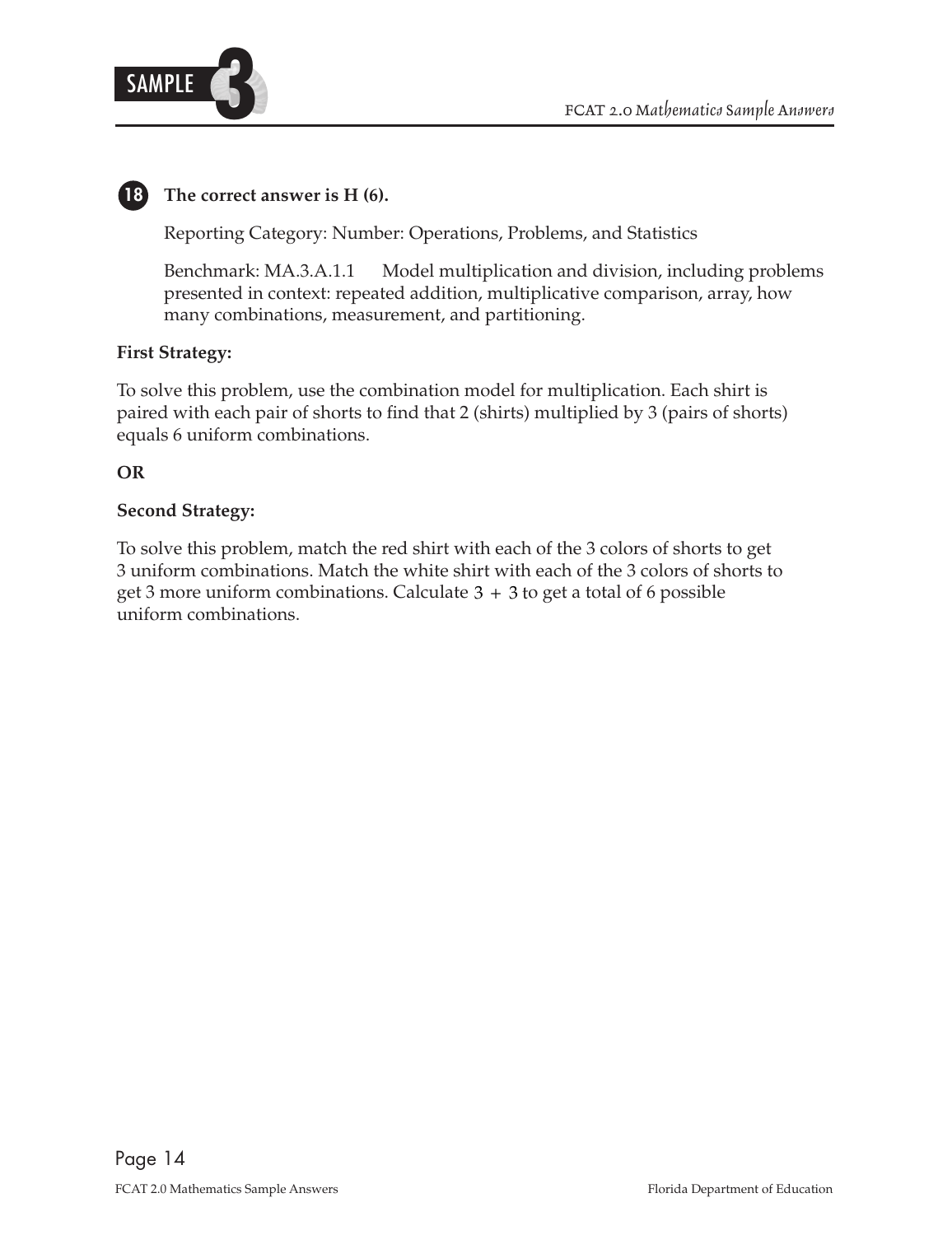**18 The correct answer is H (6).**

Reporting Category: Number: Operations, Problems, and Statistics

Benchmark: MA.3.A.1.1 Model multiplication and division, including problems presented in context: repeated addition, multiplicative comparison, array, how many combinations, measurement, and partitioning.

**First Strategy:**

To solve this problem, use the combination model for multiplication. Each shirt is paired with each pair of shorts to find that 2 (shirts) multiplied by 3 (pairs of shorts) equals 6 uniform combinations.

**OR**

**Second Strategy:**

To solve this problem, match the red shirt with each of the 3 colors of shorts to get 3 uniform combinations. Match the white shirt with each of the 3 colors of shorts to get 3 more uniform combinations. Calculate $3 + 3$ to get a total of 6 possible uniform combinations.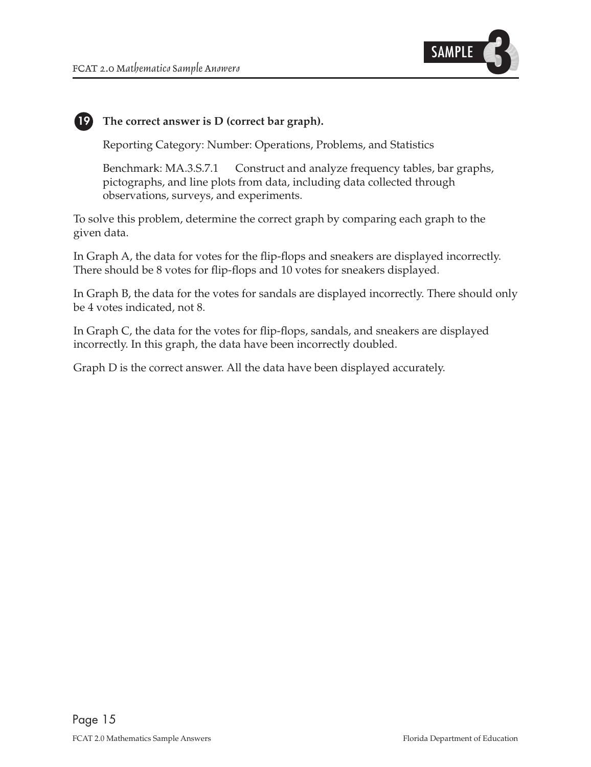**19** **The correct answer is D (correct bar graph).**

Reporting Category: Number: Operations, Problems, and Statistics

Benchmark: MA.3.S.7.1 Construct and analyze frequency tables, bar graphs, pictographs, and line plots from data, including data collected through observations, surveys, and experiments.

To solve this problem, determine the correct graph by comparing each graph to the given data.

In Graph A, the data for votes for the flip-flops and sneakers are displayed incorrectly. There should be 8 votes for flip-flops and 10 votes for sneakers displayed.

In Graph B, the data for the votes for sandals are displayed incorrectly. There should only be 4 votes indicated, not 8.

In Graph C, the data for the votes for flip-flops, sandals, and sneakers are displayed incorrectly. In this graph, the data have been incorrectly doubled.

Graph D is the correct answer. All the data have been displayed accurately.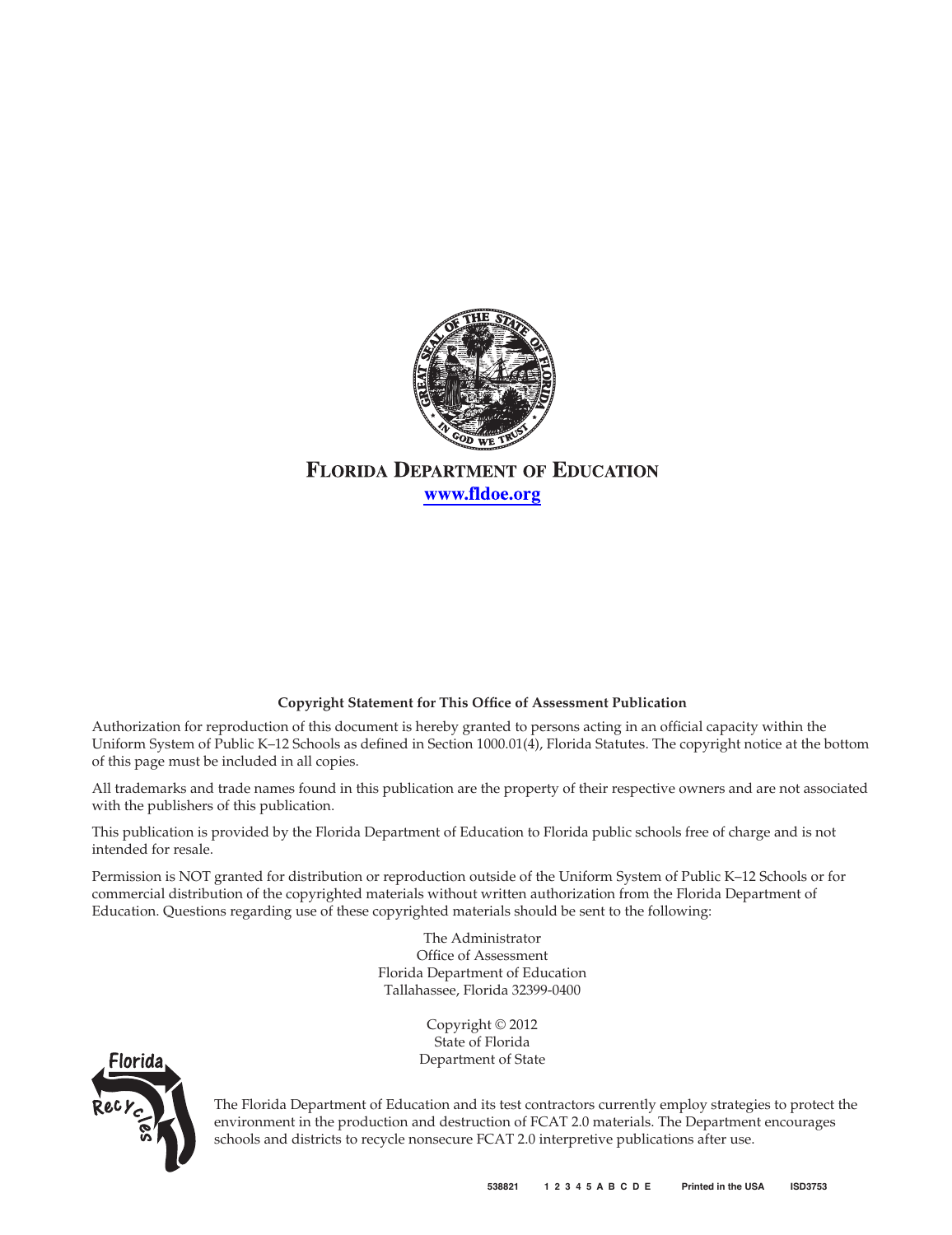**Florida Department of Education**

www.fldoe.org

**Copyright Statement for This Office of Assessment Publication**

Authorization for reproduction of this document is hereby granted to persons acting in an official capacity within the Uniform System of Public K–12 Schools as defined in Section 1000.01(4), Florida Statutes. The copyright notice at the bottom of this page must be included in all copies.

All trademarks and trade names found in this publication are the property of their respective owners and are not associated with the publishers of this publication.

This publication is provided by the Florida Department of Education to Florida public schools free of charge and is not intended for resale.

Permission is NOT granted for distribution or reproduction outside of the Uniform System of Public K–12 Schools or for commercial distribution of the copyrighted materials without written authorization from the Florida Department of Education. Questions regarding use of these copyrighted materials should be sent to the following:

The Administrator
Office of Assessment
Florida Department of Education
Tallahassee, Florida 32399-0400

Copyright © 2012
State of Florida
Department of State

The Florida Department of Education and its test contractors currently employ strategies to protect the environment in the production and destruction of FCAT 2.0 materials. The Department encourages schools and districts to recycle nonsecure FCAT 2.0 interpretive publications after use.

538821 1 2 3 4 5 A B C D E Printed in the USA ISD3753